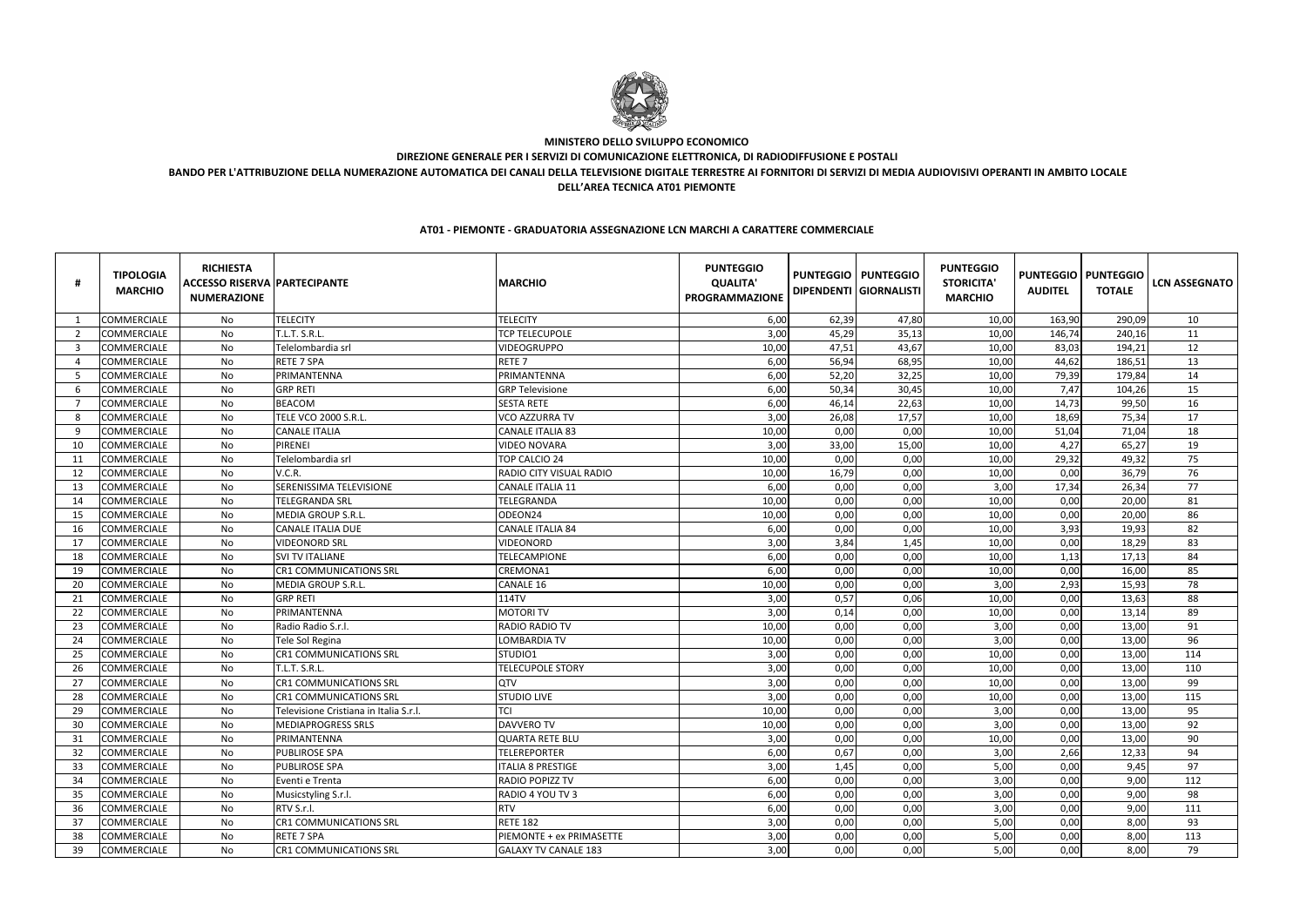**MINISTERO DELLO SVILUPPO ECONOMICO**

**DIREZIONE GENERALE PER I SERVIZI DI COMUNICAZIONE ELETTRONICA, DI RADIODIFFUSIONE E POSTALI**

**BANDO PER L'ATTRIBUZIONE DELLA NUMERAZIONE AUTOMATICA DEI CANALI DELLA TELEVISIONE DIGITALE TERRESTRE AI FORNITORI DI SERVIZI DI MEDIA AUDIOVISIVI OPERANTI IN AMBITO LOCALE DELL'AREA TECNICA AT01 PIEMONTE**

**AT01 - PIEMONTE - GRADUATORIA ASSEGNAZIONE LCN MARCHI A CARATTERE COMMERCIALE**

| # | TIPOLOGIA MARCHIO | RICHIESTA ACCESSO RISERVA NUMERAZIONE | PARTECIPANTE | MARCHIO | PUNTEGGIO QUALITA' PROGRAMMAZIONE | PUNTEGGIO DIPENDENTI | PUNTEGGIO GIORNALISTI | PUNTEGGIO STORICITA' MARCHIO | PUNTEGGIO AUDITEL | PUNTEGGIO TOTALE | LCN ASSEGNATO |
|---|---|---|---|---|---|---|---|---|---|---|---|
| 1 | COMMERCIALE | No | TELECITY | TELECITY | 6,00 | 62,39 | 47,80 | 10,00 | 163,90 | 290,09 | 10 |
| 2 | COMMERCIALE | No | T.L.T. S.R.L. | TCP TELECUPOLE | 3,00 | 45,29 | 35,13 | 10,00 | 146,74 | 240,16 | 11 |
| 3 | COMMERCIALE | No | Telelombardia srl | VIDEOGRUPPO | 10,00 | 47,51 | 43,67 | 10,00 | 83,03 | 194,21 | 12 |
| 4 | COMMERCIALE | No | RETE 7 SPA | RETE 7 | 6,00 | 56,94 | 68,95 | 10,00 | 44,62 | 186,51 | 13 |
| 5 | COMMERCIALE | No | PRIMANTENNA | PRIMANTENNA | 6,00 | 52,20 | 32,25 | 10,00 | 79,39 | 179,84 | 14 |
| 6 | COMMERCIALE | No | GRP RETI | GRP Televisione | 6,00 | 50,34 | 30,45 | 10,00 | 7,47 | 104,26 | 15 |
| 7 | COMMERCIALE | No | BEACOM | SESTA RETE | 6,00 | 46,14 | 22,63 | 10,00 | 14,73 | 99,50 | 16 |
| 8 | COMMERCIALE | No | TELE VCO 2000 S.R.L. | VCO AZZURRA TV | 3,00 | 26,08 | 17,57 | 10,00 | 18,69 | 75,34 | 17 |
| 9 | COMMERCIALE | No | CANALE ITALIA | CANALE ITALIA 83 | 10,00 | 0,00 | 0,00 | 10,00 | 51,04 | 71,04 | 18 |
| 10 | COMMERCIALE | No | PIRENEI | VIDEO NOVARA | 3,00 | 33,00 | 15,00 | 10,00 | 4,27 | 65,27 | 19 |
| 11 | COMMERCIALE | No | Telelombardia srl | TOP CALCIO 24 | 10,00 | 0,00 | 0,00 | 10,00 | 29,32 | 49,32 | 75 |
| 12 | COMMERCIALE | No | V.C.R. | RADIO CITY VISUAL RADIO | 10,00 | 16,79 | 0,00 | 10,00 | 0,00 | 36,79 | 76 |
| 13 | COMMERCIALE | No | SERENISSIMA TELEVISIONE | CANALE ITALIA 11 | 6,00 | 0,00 | 0,00 | 3,00 | 17,34 | 26,34 | 77 |
| 14 | COMMERCIALE | No | TELEGRANDA SRL | TELEGRANDA | 10,00 | 0,00 | 0,00 | 10,00 | 0,00 | 20,00 | 81 |
| 15 | COMMERCIALE | No | MEDIA GROUP S.R.L. | ODEON24 | 10,00 | 0,00 | 0,00 | 10,00 | 0,00 | 20,00 | 86 |
| 16 | COMMERCIALE | No | CANALE ITALIA DUE | CANALE ITALIA 84 | 6,00 | 0,00 | 0,00 | 10,00 | 3,93 | 19,93 | 82 |
| 17 | COMMERCIALE | No | VIDEONORD SRL | VIDEONORD | 3,00 | 3,84 | 1,45 | 10,00 | 0,00 | 18,29 | 83 |
| 18 | COMMERCIALE | No | SVI TV ITALIANE | TELECAMPIONE | 6,00 | 0,00 | 0,00 | 10,00 | 1,13 | 17,13 | 84 |
| 19 | COMMERCIALE | No | CR1 COMMUNICATIONS SRL | CREMONA1 | 6,00 | 0,00 | 0,00 | 10,00 | 0,00 | 16,00 | 85 |
| 20 | COMMERCIALE | No | MEDIA GROUP S.R.L. | CANALE 16 | 10,00 | 0,00 | 0,00 | 3,00 | 2,93 | 15,93 | 78 |
| 21 | COMMERCIALE | No | GRP RETI | 114TV | 3,00 | 0,57 | 0,06 | 10,00 | 0,00 | 13,63 | 88 |
| 22 | COMMERCIALE | No | PRIMANTENNA | MOTORI TV | 3,00 | 0,14 | 0,00 | 10,00 | 0,00 | 13,14 | 89 |
| 23 | COMMERCIALE | No | Radio Radio S.r.l. | RADIO RADIO TV | 10,00 | 0,00 | 0,00 | 3,00 | 0,00 | 13,00 | 91 |
| 24 | COMMERCIALE | No | Tele Sol Regina | LOMBARDIA TV | 10,00 | 0,00 | 0,00 | 3,00 | 0,00 | 13,00 | 96 |
| 25 | COMMERCIALE | No | CR1 COMMUNICATIONS SRL | STUDIO1 | 3,00 | 0,00 | 0,00 | 10,00 | 0,00 | 13,00 | 114 |
| 26 | COMMERCIALE | No | T.L.T. S.R.L. | TELECUPOLE STORY | 3,00 | 0,00 | 0,00 | 10,00 | 0,00 | 13,00 | 110 |
| 27 | COMMERCIALE | No | CR1 COMMUNICATIONS SRL | QTV | 3,00 | 0,00 | 0,00 | 10,00 | 0,00 | 13,00 | 99 |
| 28 | COMMERCIALE | No | CR1 COMMUNICATIONS SRL | STUDIO LIVE | 3,00 | 0,00 | 0,00 | 10,00 | 0,00 | 13,00 | 115 |
| 29 | COMMERCIALE | No | Televisione Cristiana in Italia S.r.l. | TCI | 10,00 | 0,00 | 0,00 | 3,00 | 0,00 | 13,00 | 95 |
| 30 | COMMERCIALE | No | MEDIAPROGRESS SRLS | DAVVERO TV | 10,00 | 0,00 | 0,00 | 3,00 | 0,00 | 13,00 | 92 |
| 31 | COMMERCIALE | No | PRIMANTENNA | QUARTA RETE BLU | 3,00 | 0,00 | 0,00 | 10,00 | 0,00 | 13,00 | 90 |
| 32 | COMMERCIALE | No | PUBLIROSE SPA | TELEREPORTER | 6,00 | 0,67 | 0,00 | 3,00 | 2,66 | 12,33 | 94 |
| 33 | COMMERCIALE | No | PUBLIROSE SPA | ITALIA 8 PRESTIGE | 3,00 | 1,45 | 0,00 | 5,00 | 0,00 | 9,45 | 97 |
| 34 | COMMERCIALE | No | Eventi e Trenta | RADIO POPIZZ TV | 6,00 | 0,00 | 0,00 | 3,00 | 0,00 | 9,00 | 112 |
| 35 | COMMERCIALE | No | Musicstyling S.r.l. | RADIO 4 YOU TV 3 | 6,00 | 0,00 | 0,00 | 3,00 | 0,00 | 9,00 | 98 |
| 36 | COMMERCIALE | No | RTV S.r.l. | RTV | 6,00 | 0,00 | 0,00 | 3,00 | 0,00 | 9,00 | 111 |
| 37 | COMMERCIALE | No | CR1 COMMUNICATIONS SRL | RETE 182 | 3,00 | 0,00 | 0,00 | 5,00 | 0,00 | 8,00 | 93 |
| 38 | COMMERCIALE | No | RETE 7 SPA | PIEMONTE + ex PRIMASETTE | 3,00 | 0,00 | 0,00 | 5,00 | 0,00 | 8,00 | 113 |
| 39 | COMMERCIALE | No | CR1 COMMUNICATIONS SRL | GALAXY TV CANALE 183 | 3,00 | 0,00 | 0,00 | 5,00 | 0,00 | 8,00 | 79 |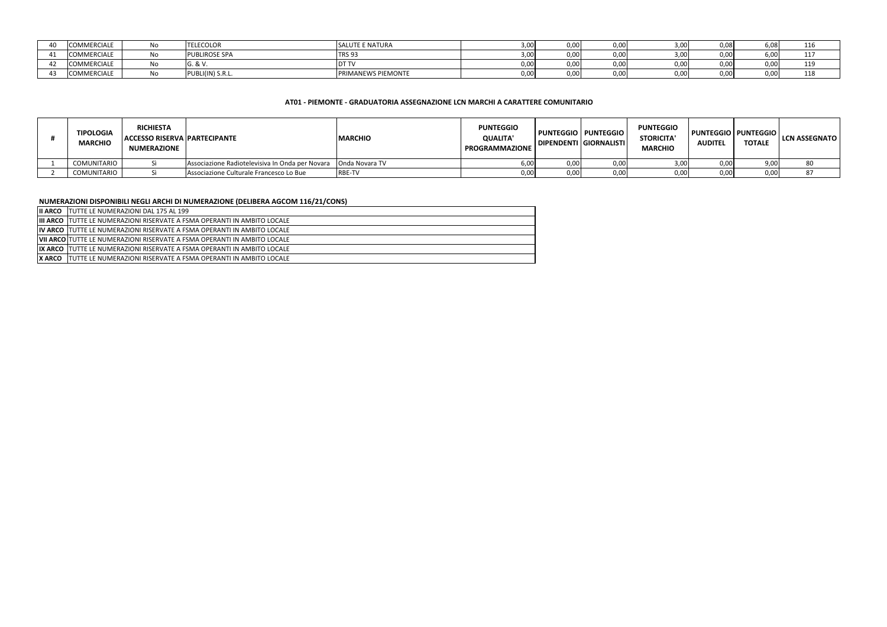| | | | | | | | | | | | |
|---|---|---|---|---|---|---|---|---|---|---|---|
| 40 | COMMERCIALE | No | TELECOLOR | SALUTE E NATURA | 3,00 | 0,00 | 0,00 | 3,00 | 0,08 | 6,08 | 116 |
| 41 | COMMERCIALE | No | PUBLIROSE SPA | TRS 93 | 3,00 | 0,00 | 0,00 | 3,00 | 0,00 | 6,00 | 117 |
| 42 | COMMERCIALE | No | G. & V. | DT TV | 0,00 | 0,00 | 0,00 | 0,00 | 0,00 | 0,00 | 119 |
| 43 | COMMERCIALE | No | PUBLI(IN) S.R.L. | PRIMANEWS PIEMONTE | 0,00 | 0,00 | 0,00 | 0,00 | 0,00 | 0,00 | 118 |

**AT01 - PIEMONTE - GRADUATORIA ASSEGNAZIONE LCN MARCHI A CARATTERE COMUNITARIO**

| # | TIPOLOGIA MARCHIO | RICHIESTA ACCESSO RISERVA NUMERAZIONE | PARTECIPANTE | MARCHIO | PUNTEGGIO QUALITA' PROGRAMMAZIONE | PUNTEGGIO DIPENDENTI | PUNTEGGIO GIORNALISTI | PUNTEGGIO STORICITA' MARCHIO | PUNTEGGIO AUDITEL | PUNTEGGIO TOTALE | LCN ASSEGNATO |
|---|---|---|---|---|---|---|---|---|---|---|---|
| 1 | COMUNITARIO | Sì | Associazione Radiotelevisiva In Onda per Novara | Onda Novara TV | 6,00 | 0,00 | 0,00 | 3,00 | 0,00 | 9,00 | 80 |
| 2 | COMUNITARIO | Sì | Associazione Culturale Francesco Lo Bue | RBE-TV | 0,00 | 0,00 | 0,00 | 0,00 | 0,00 | 0,00 | 87 |

**NUMERAZIONI DISPONIBILI NEGLI ARCHI DI NUMERAZIONE (DELIBERA AGCOM 116/21/CONS)**

| | |
|---|---|
| **II ARCO** | TUTTE LE NUMERAZIONI DAL 175 AL 199 |
| **III ARCO** | TUTTE LE NUMERAZIONI RISERVATE A FSMA OPERANTI IN AMBITO LOCALE |
| **IV ARCO** | TUTTE LE NUMERAZIONI RISERVATE A FSMA OPERANTI IN AMBITO LOCALE |
| **VII ARCO** | TUTTE LE NUMERAZIONI RISERVATE A FSMA OPERANTI IN AMBITO LOCALE |
| **IX ARCO** | TUTTE LE NUMERAZIONI RISERVATE A FSMA OPERANTI IN AMBITO LOCALE |
| **X ARCO** | TUTTE LE NUMERAZIONI RISERVATE A FSMA OPERANTI IN AMBITO LOCALE |